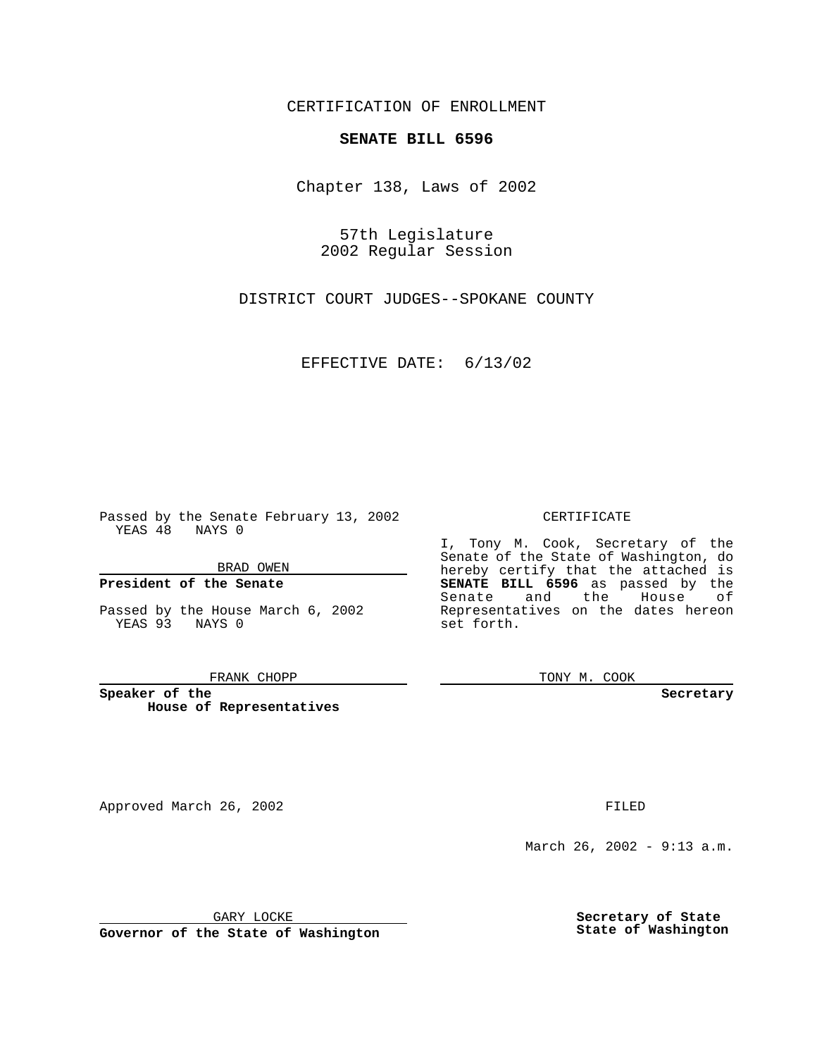CERTIFICATION OF ENROLLMENT

# SENATE BILL 6596

Chapter 138, Laws of 2002

57th Legislature
2002 Regular Session

DISTRICT COURT JUDGES--SPOKANE COUNTY

EFFECTIVE DATE: 6/13/02

Passed by the Senate February 13, 2002
YEAS 48 NAYS 0

BRAD OWEN

**President of the Senate**

Passed by the House March 6, 2002
YEAS 93 NAYS 0

FRANK CHOPP

**Speaker of the House of Representatives**

CERTIFICATE

I, Tony M. Cook, Secretary of the Senate of the State of Washington, do hereby certify that the attached is **SENATE BILL 6596** as passed by the Senate and the House of Representatives on the dates hereon set forth.

TONY M. COOK

**Secretary**

Approved March 26, 2002

GARY LOCKE

**Governor of the State of Washington**

FILED

March 26, 2002 - 9:13 a.m.

**Secretary of State**
**State of Washington**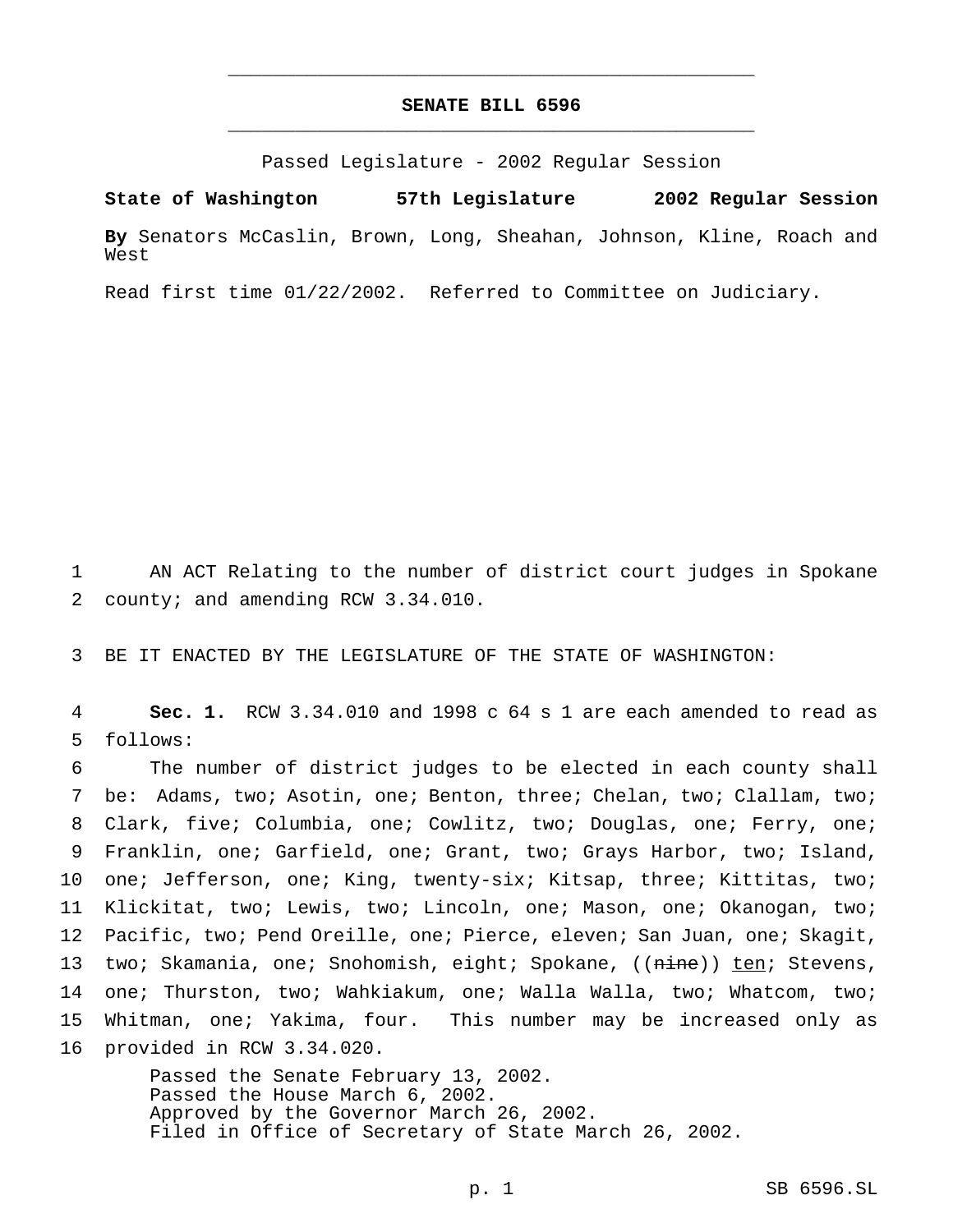# SENATE BILL 6596

Passed Legislature - 2002 Regular Session

**State of Washington 57th Legislature 2002 Regular Session**

**By** Senators McCaslin, Brown, Long, Sheahan, Johnson, Kline, Roach and West

Read first time 01/22/2002. Referred to Committee on Judiciary.

1 AN ACT Relating to the number of district court judges in Spokane
2 county; and amending RCW 3.34.010.

3 BE IT ENACTED BY THE LEGISLATURE OF THE STATE OF WASHINGTON:

4 **Sec. 1.** RCW 3.34.010 and 1998 c 64 s 1 are each amended to read as
5 follows:
6 The number of district judges to be elected in each county shall
7 be: Adams, two; Asotin, one; Benton, three; Chelan, two; Clallam, two;
8 Clark, five; Columbia, one; Cowlitz, two; Douglas, one; Ferry, one;
9 Franklin, one; Garfield, one; Grant, two; Grays Harbor, two; Island,
10 one; Jefferson, one; King, twenty-six; Kitsap, three; Kittitas, two;
11 Klickitat, two; Lewis, two; Lincoln, one; Mason, one; Okanogan, two;
12 Pacific, two; Pend Oreille, one; Pierce, eleven; San Juan, one; Skagit,
13 two; Skamania, one; Snohomish, eight; Spokane, ((~~nine~~)) <u>ten</u>; Stevens,
14 one; Thurston, two; Wahkiakum, one; Walla Walla, two; Whatcom, two;
15 Whitman, one; Yakima, four. This number may be increased only as
16 provided in RCW 3.34.020.

Passed the Senate February 13, 2002.
Passed the House March 6, 2002.
Approved by the Governor March 26, 2002.
Filed in Office of Secretary of State March 26, 2002.